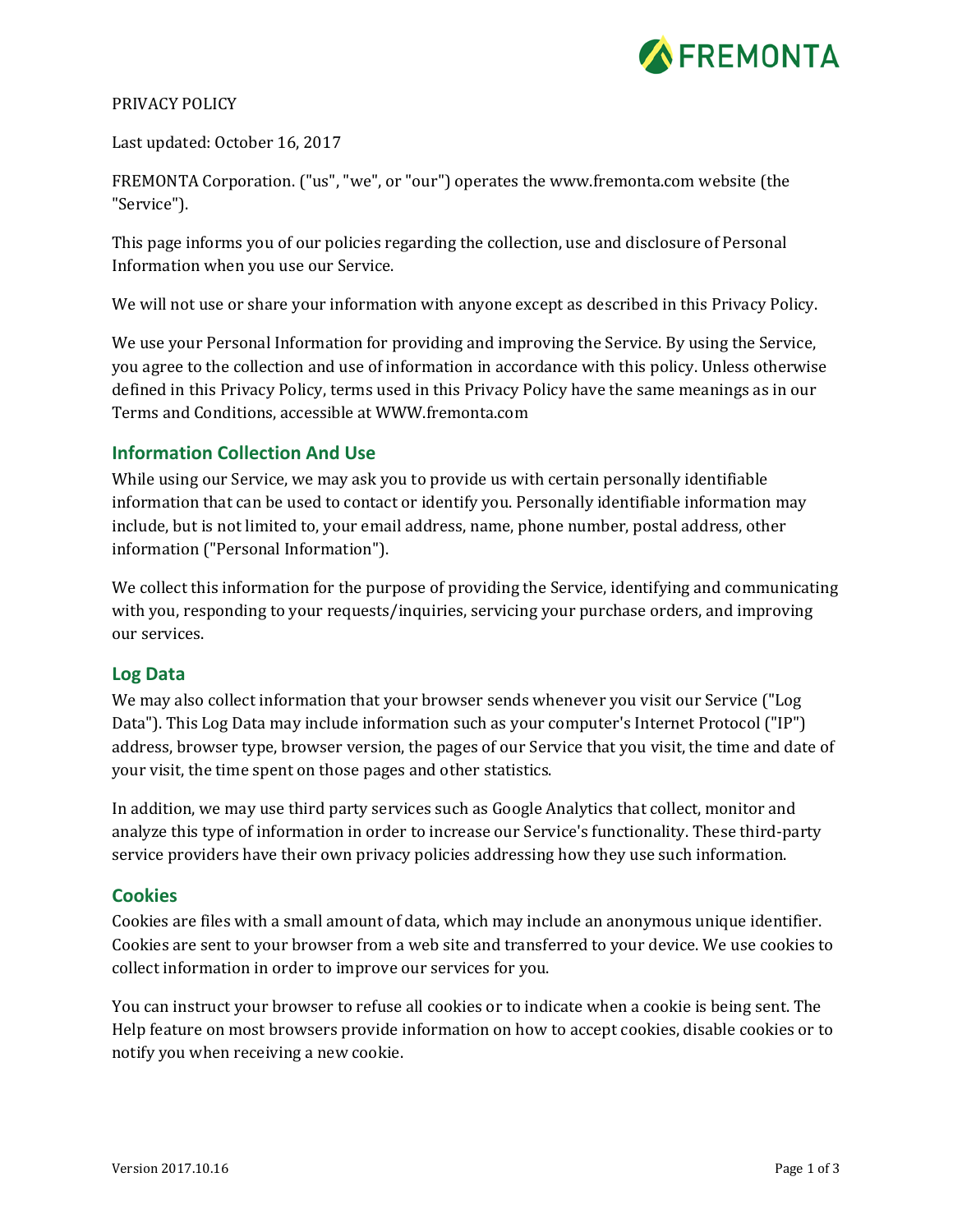PRIVACY POLICY

Last updated: October 16, 2017

FREMONTA Corporation. ("us", "we", or "our") operates the www.fremonta.com website (the "Service").

This page informs you of our policies regarding the collection, use and disclosure of Personal Information when you use our Service.

We will not use or share your information with anyone except as described in this Privacy Policy.

We use your Personal Information for providing and improving the Service. By using the Service, you agree to the collection and use of information in accordance with this policy. Unless otherwise defined in this Privacy Policy, terms used in this Privacy Policy have the same meanings as in our Terms and Conditions, accessible at WWW.fremonta.com

## Information Collection And Use

While using our Service, we may ask you to provide us with certain personally identifiable information that can be used to contact or identify you. Personally identifiable information may include, but is not limited to, your email address, name, phone number, postal address, other information ("Personal Information").

We collect this information for the purpose of providing the Service, identifying and communicating with you, responding to your requests/inquiries, servicing your purchase orders, and improving our services.

## Log Data

We may also collect information that your browser sends whenever you visit our Service ("Log Data"). This Log Data may include information such as your computer's Internet Protocol ("IP") address, browser type, browser version, the pages of our Service that you visit, the time and date of your visit, the time spent on those pages and other statistics.

In addition, we may use third party services such as Google Analytics that collect, monitor and analyze this type of information in order to increase our Service's functionality. These third-party service providers have their own privacy policies addressing how they use such information.

## Cookies

Cookies are files with a small amount of data, which may include an anonymous unique identifier. Cookies are sent to your browser from a web site and transferred to your device. We use cookies to collect information in order to improve our services for you.

You can instruct your browser to refuse all cookies or to indicate when a cookie is being sent. The Help feature on most browsers provide information on how to accept cookies, disable cookies or to notify you when receiving a new cookie.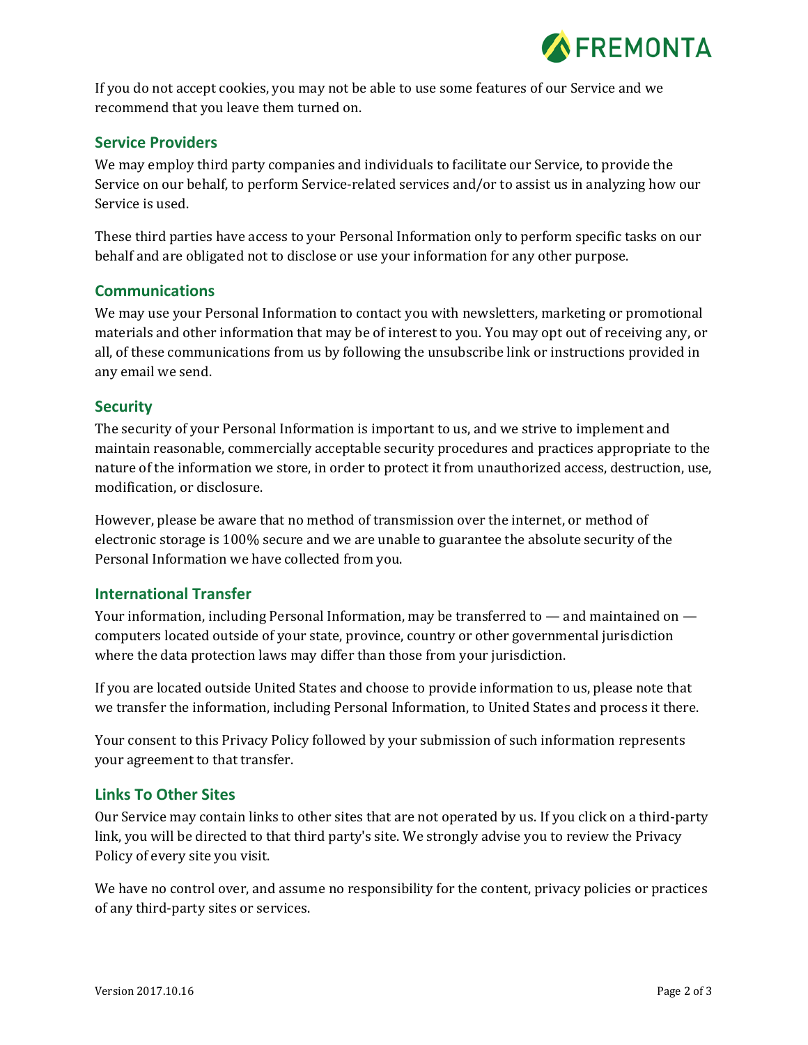If you do not accept cookies, you may not be able to use some features of our Service and we recommend that you leave them turned on.

## Service Providers

We may employ third party companies and individuals to facilitate our Service, to provide the Service on our behalf, to perform Service-related services and/or to assist us in analyzing how our Service is used.

These third parties have access to your Personal Information only to perform specific tasks on our behalf and are obligated not to disclose or use your information for any other purpose.

## Communications

We may use your Personal Information to contact you with newsletters, marketing or promotional materials and other information that may be of interest to you. You may opt out of receiving any, or all, of these communications from us by following the unsubscribe link or instructions provided in any email we send.

## Security

The security of your Personal Information is important to us, and we strive to implement and maintain reasonable, commercially acceptable security procedures and practices appropriate to the nature of the information we store, in order to protect it from unauthorized access, destruction, use, modification, or disclosure.

However, please be aware that no method of transmission over the internet, or method of electronic storage is 100% secure and we are unable to guarantee the absolute security of the Personal Information we have collected from you.

## International Transfer

Your information, including Personal Information, may be transferred to — and maintained on — computers located outside of your state, province, country or other governmental jurisdiction where the data protection laws may differ than those from your jurisdiction.

If you are located outside United States and choose to provide information to us, please note that we transfer the information, including Personal Information, to United States and process it there.

Your consent to this Privacy Policy followed by your submission of such information represents your agreement to that transfer.

## Links To Other Sites

Our Service may contain links to other sites that are not operated by us. If you click on a third-party link, you will be directed to that third party's site. We strongly advise you to review the Privacy Policy of every site you visit.

We have no control over, and assume no responsibility for the content, privacy policies or practices of any third-party sites or services.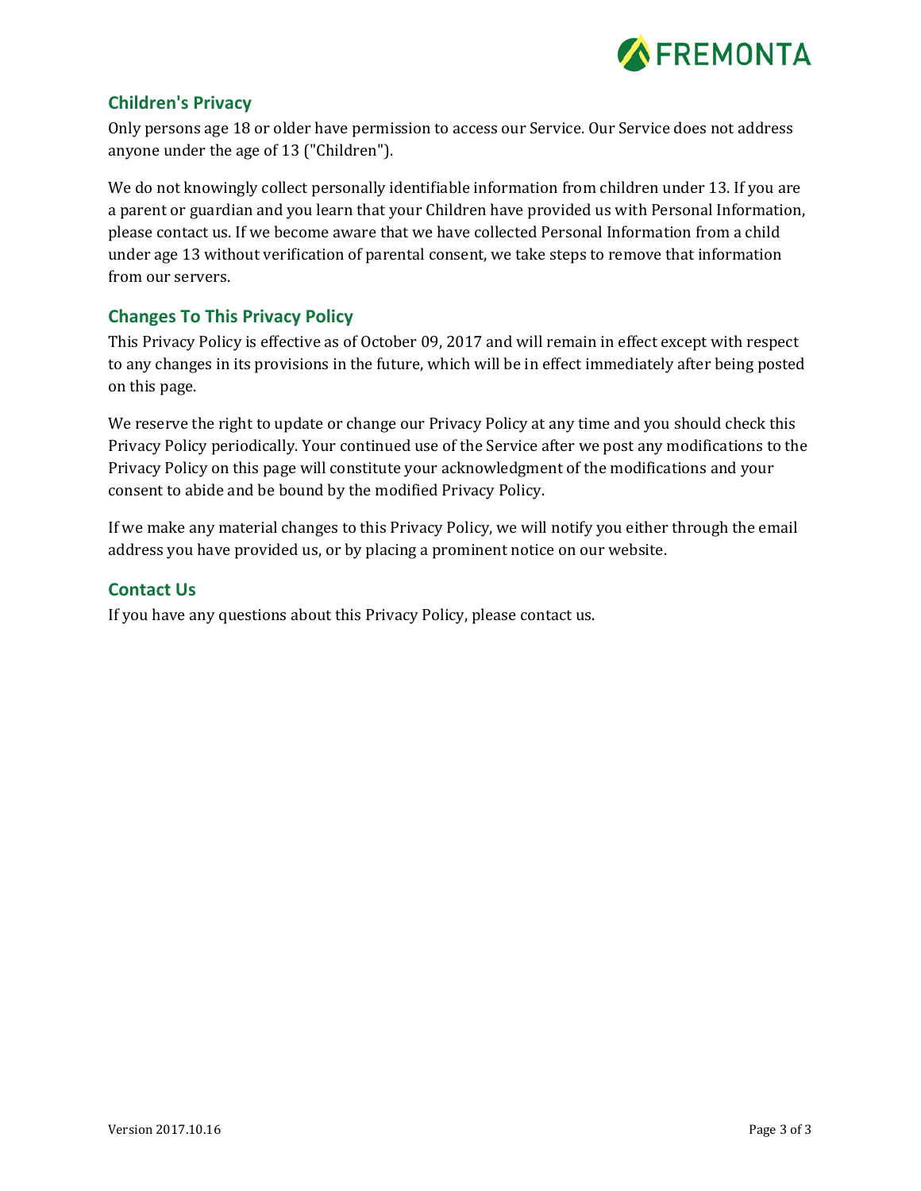## Children's Privacy

Only persons age 18 or older have permission to access our Service. Our Service does not address anyone under the age of 13 ("Children").

We do not knowingly collect personally identifiable information from children under 13. If you are a parent or guardian and you learn that your Children have provided us with Personal Information, please contact us. If we become aware that we have collected Personal Information from a child under age 13 without verification of parental consent, we take steps to remove that information from our servers.

## Changes To This Privacy Policy

This Privacy Policy is effective as of October 09, 2017 and will remain in effect except with respect to any changes in its provisions in the future, which will be in effect immediately after being posted on this page.

We reserve the right to update or change our Privacy Policy at any time and you should check this Privacy Policy periodically. Your continued use of the Service after we post any modifications to the Privacy Policy on this page will constitute your acknowledgment of the modifications and your consent to abide and be bound by the modified Privacy Policy.

If we make any material changes to this Privacy Policy, we will notify you either through the email address you have provided us, or by placing a prominent notice on our website.

## Contact Us

If you have any questions about this Privacy Policy, please contact us.